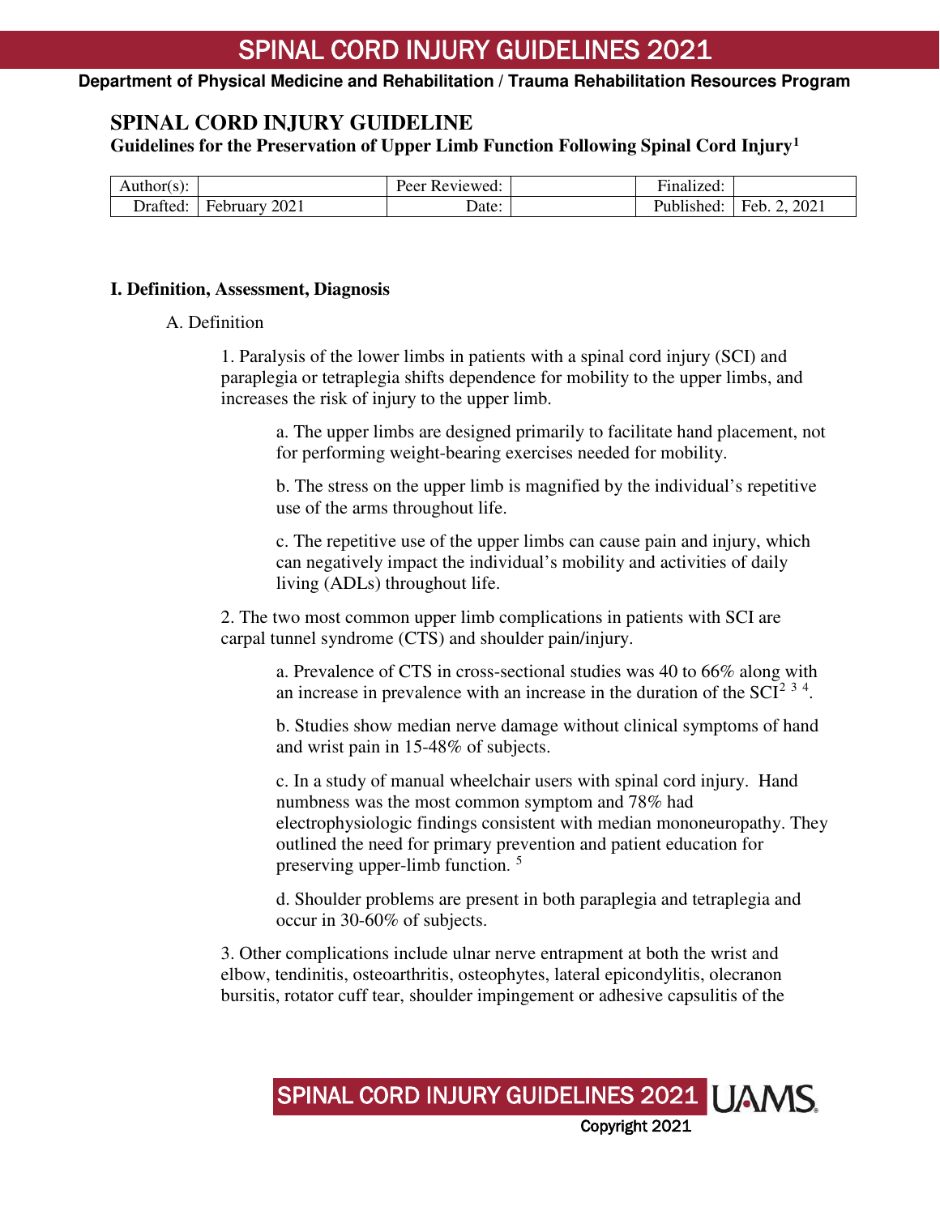Department of Physical Medicine and Rehabilitation / Trauma Rehabilitation Resources Program

# SPINAL CORD INJURY GUIDELINE

**Guidelines for the Preservation of Upper Limb Function Following Spinal Cord Injury[1]**

| Author(s): | | Peer Reviewed: | | Finalized: | |
|---|---|---|---|---|---|
| Drafted: | February 2021 | Date: | | Published: | Feb. 2, 2021 |

## I. Definition, Assessment, Diagnosis

A. Definition

1. Paralysis of the lower limbs in patients with a spinal cord injury (SCI) and paraplegia or tetraplegia shifts dependence for mobility to the upper limbs, and increases the risk of injury to the upper limb.

    a. The upper limbs are designed primarily to facilitate hand placement, not for performing weight-bearing exercises needed for mobility.

    b. The stress on the upper limb is magnified by the individual's repetitive use of the arms throughout life.

    c. The repetitive use of the upper limbs can cause pain and injury, which can negatively impact the individual's mobility and activities of daily living (ADLs) throughout life.

2. The two most common upper limb complications in patients with SCI are carpal tunnel syndrome (CTS) and shoulder pain/injury.

    a. Prevalence of CTS in cross-sectional studies was 40 to 66% along with an increase in prevalence with an increase in the duration of the SCI[2,3,4].

    b. Studies show median nerve damage without clinical symptoms of hand and wrist pain in 15-48% of subjects.

    c. In a study of manual wheelchair users with spinal cord injury. Hand numbness was the most common symptom and 78% had electrophysiologic findings consistent with median mononeuropathy. They outlined the need for primary prevention and patient education for preserving upper-limb function. [5]

    d. Shoulder problems are present in both paraplegia and tetraplegia and occur in 30-60% of subjects.

3. Other complications include ulnar nerve entrapment at both the wrist and elbow, tendinitis, osteoarthritis, osteophytes, lateral epicondylitis, olecranon bursitis, rotator cuff tear, shoulder impingement or adhesive capsulitis of the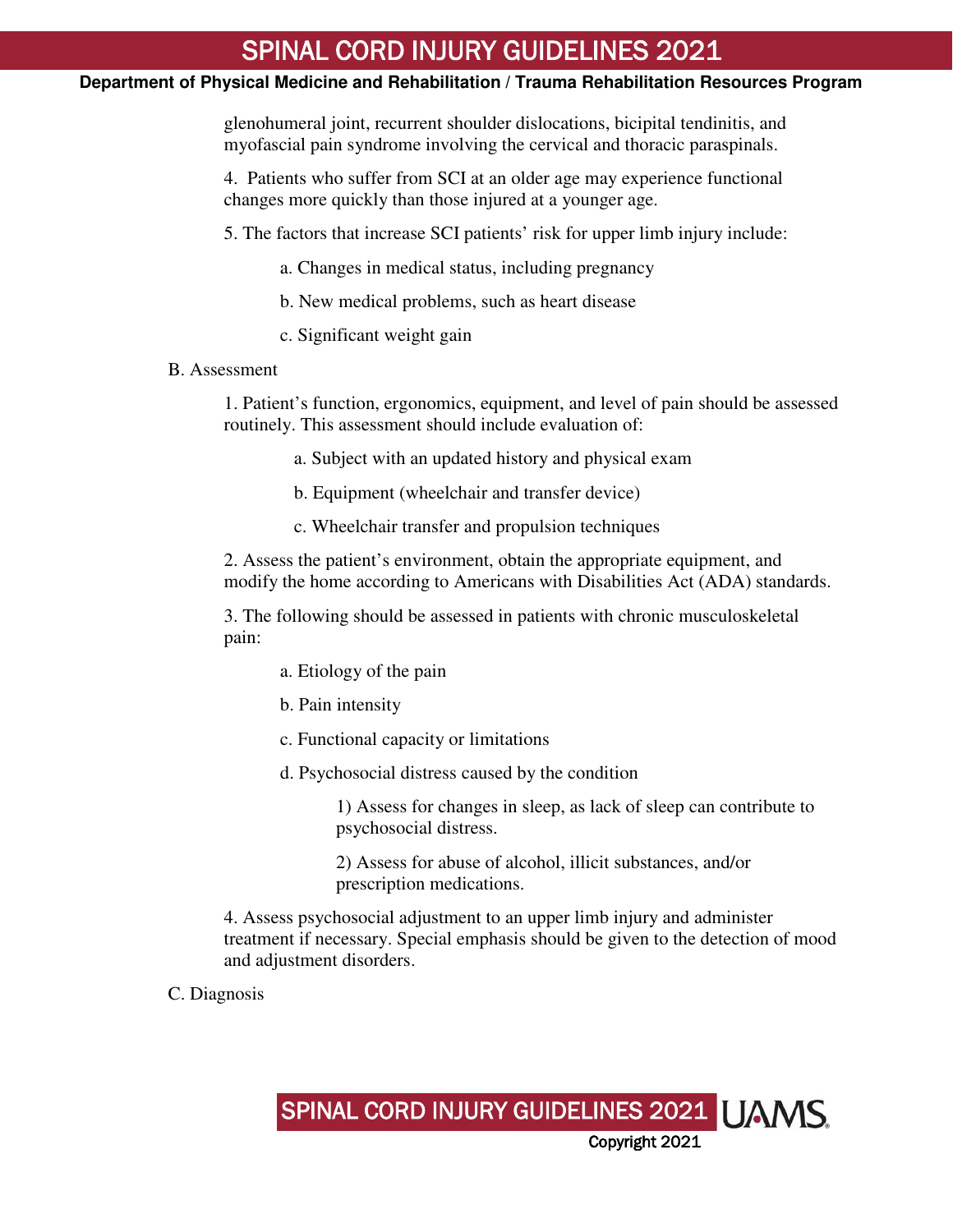glenohumeral joint, recurrent shoulder dislocations, bicipital tendinitis, and myofascial pain syndrome involving the cervical and thoracic paraspinals.

4. Patients who suffer from SCI at an older age may experience functional changes more quickly than those injured at a younger age.

5. The factors that increase SCI patients' risk for upper limb injury include:

   a. Changes in medical status, including pregnancy

   b. New medical problems, such as heart disease

   c. Significant weight gain

B. Assessment

1. Patient's function, ergonomics, equipment, and level of pain should be assessed routinely. This assessment should include evaluation of:

   a. Subject with an updated history and physical exam

   b. Equipment (wheelchair and transfer device)

   c. Wheelchair transfer and propulsion techniques

2. Assess the patient's environment, obtain the appropriate equipment, and modify the home according to Americans with Disabilities Act (ADA) standards.

3. The following should be assessed in patients with chronic musculoskeletal pain:

   a. Etiology of the pain

   b. Pain intensity

   c. Functional capacity or limitations

   d. Psychosocial distress caused by the condition

      1) Assess for changes in sleep, as lack of sleep can contribute to psychosocial distress.

      2) Assess for abuse of alcohol, illicit substances, and/or prescription medications.

4. Assess psychosocial adjustment to an upper limb injury and administer treatment if necessary. Special emphasis should be given to the detection of mood and adjustment disorders.

C. Diagnosis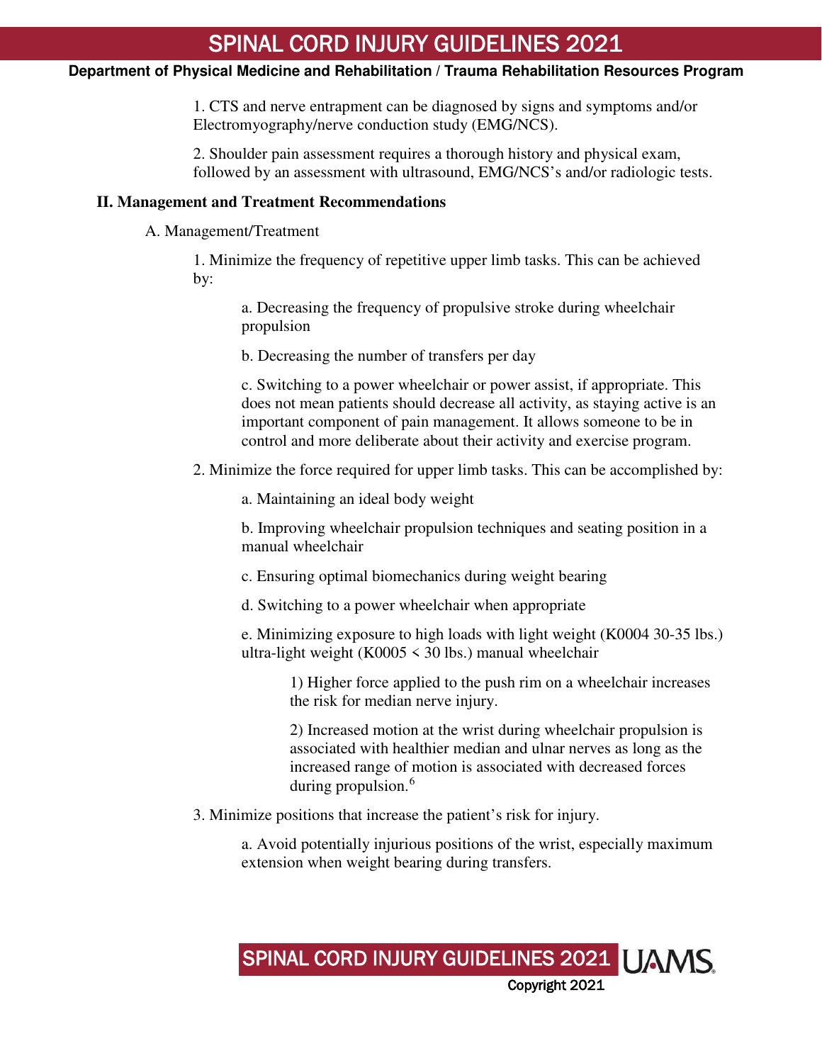1. CTS and nerve entrapment can be diagnosed by signs and symptoms and/or Electromyography/nerve conduction study (EMG/NCS).

2. Shoulder pain assessment requires a thorough history and physical exam, followed by an assessment with ultrasound, EMG/NCS's and/or radiologic tests.

**II. Management and Treatment Recommendations**

A. Management/Treatment

1. Minimize the frequency of repetitive upper limb tasks. This can be achieved by:

   a. Decreasing the frequency of propulsive stroke during wheelchair propulsion

   b. Decreasing the number of transfers per day

   c. Switching to a power wheelchair or power assist, if appropriate. This does not mean patients should decrease all activity, as staying active is an important component of pain management. It allows someone to be in control and more deliberate about their activity and exercise program.

2. Minimize the force required for upper limb tasks. This can be accomplished by:

   a. Maintaining an ideal body weight

   b. Improving wheelchair propulsion techniques and seating position in a manual wheelchair

   c. Ensuring optimal biomechanics during weight bearing

   d. Switching to a power wheelchair when appropriate

   e. Minimizing exposure to high loads with light weight (K0004 30-35 lbs.) ultra-light weight (K0005 < 30 lbs.) manual wheelchair

      1) Higher force applied to the push rim on a wheelchair increases the risk for median nerve injury.

      2) Increased motion at the wrist during wheelchair propulsion is associated with healthier median and ulnar nerves as long as the increased range of motion is associated with decreased forces during propulsion.[6]

3. Minimize positions that increase the patient's risk for injury.

   a. Avoid potentially injurious positions of the wrist, especially maximum extension when weight bearing during transfers.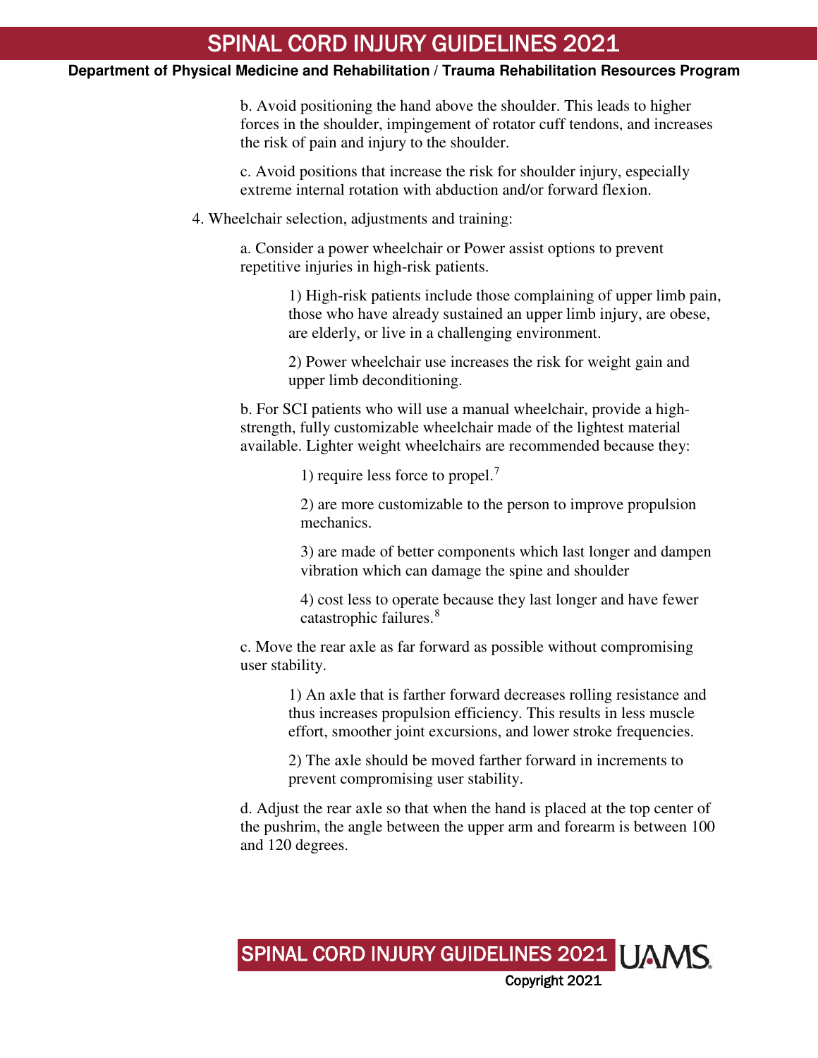b. Avoid positioning the hand above the shoulder. This leads to higher forces in the shoulder, impingement of rotator cuff tendons, and increases the risk of pain and injury to the shoulder.

c. Avoid positions that increase the risk for shoulder injury, especially extreme internal rotation with abduction and/or forward flexion.

4. Wheelchair selection, adjustments and training:

    a. Consider a power wheelchair or Power assist options to prevent repetitive injuries in high-risk patients.

    1) High-risk patients include those complaining of upper limb pain, those who have already sustained an upper limb injury, are obese, are elderly, or live in a challenging environment.

    2) Power wheelchair use increases the risk for weight gain and upper limb deconditioning.

    b. For SCI patients who will use a manual wheelchair, provide a high-strength, fully customizable wheelchair made of the lightest material available. Lighter weight wheelchairs are recommended because they:

    1) require less force to propel.[7]

    2) are more customizable to the person to improve propulsion mechanics.

    3) are made of better components which last longer and dampen vibration which can damage the spine and shoulder

    4) cost less to operate because they last longer and have fewer catastrophic failures.[8]

    c. Move the rear axle as far forward as possible without compromising user stability.

    1) An axle that is farther forward decreases rolling resistance and thus increases propulsion efficiency. This results in less muscle effort, smoother joint excursions, and lower stroke frequencies.

    2) The axle should be moved farther forward in increments to prevent compromising user stability.

    d. Adjust the rear axle so that when the hand is placed at the top center of the pushrim, the angle between the upper arm and forearm is between 100 and 120 degrees.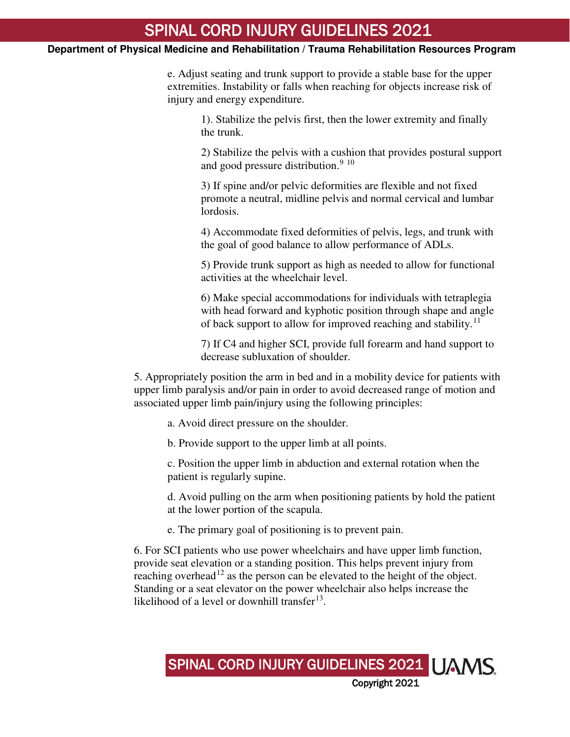e. Adjust seating and trunk support to provide a stable base for the upper extremities. Instability or falls when reaching for objects increase risk of injury and energy expenditure.

1). Stabilize the pelvis first, then the lower extremity and finally the trunk.

2) Stabilize the pelvis with a cushion that provides postural support and good pressure distribution.[9] [10]

3) If spine and/or pelvic deformities are flexible and not fixed promote a neutral, midline pelvis and normal cervical and lumbar lordosis.

4) Accommodate fixed deformities of pelvis, legs, and trunk with the goal of good balance to allow performance of ADLs.

5) Provide trunk support as high as needed to allow for functional activities at the wheelchair level.

6) Make special accommodations for individuals with tetraplegia with head forward and kyphotic position through shape and angle of back support to allow for improved reaching and stability.[11]

7) If C4 and higher SCI, provide full forearm and hand support to decrease subluxation of shoulder.

5. Appropriately position the arm in bed and in a mobility device for patients with upper limb paralysis and/or pain in order to avoid decreased range of motion and associated upper limb pain/injury using the following principles:

a. Avoid direct pressure on the shoulder.

b. Provide support to the upper limb at all points.

c. Position the upper limb in abduction and external rotation when the patient is regularly supine.

d. Avoid pulling on the arm when positioning patients by hold the patient at the lower portion of the scapula.

e. The primary goal of positioning is to prevent pain.

6. For SCI patients who use power wheelchairs and have upper limb function, provide seat elevation or a standing position. This helps prevent injury from reaching overhead[12] as the person can be elevated to the height of the object. Standing or a seat elevator on the power wheelchair also helps increase the likelihood of a level or downhill transfer[13].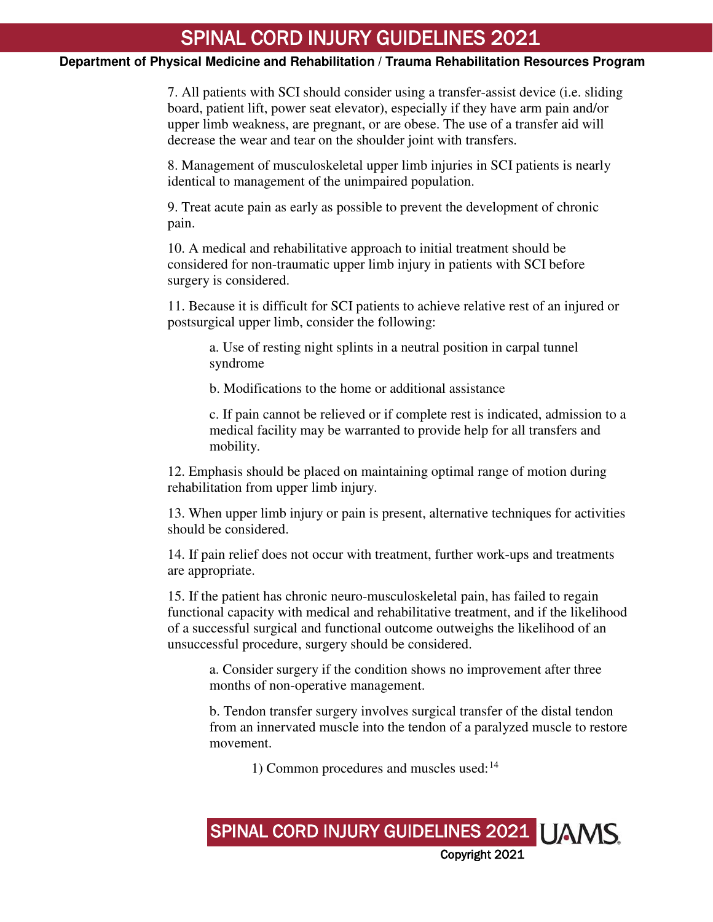7. All patients with SCI should consider using a transfer-assist device (i.e. sliding board, patient lift, power seat elevator), especially if they have arm pain and/or upper limb weakness, are pregnant, or are obese. The use of a transfer aid will decrease the wear and tear on the shoulder joint with transfers.

8. Management of musculoskeletal upper limb injuries in SCI patients is nearly identical to management of the unimpaired population.

9. Treat acute pain as early as possible to prevent the development of chronic pain.

10. A medical and rehabilitative approach to initial treatment should be considered for non-traumatic upper limb injury in patients with SCI before surgery is considered.

11. Because it is difficult for SCI patients to achieve relative rest of an injured or postsurgical upper limb, consider the following:

   a. Use of resting night splints in a neutral position in carpal tunnel syndrome

   b. Modifications to the home or additional assistance

   c. If pain cannot be relieved or if complete rest is indicated, admission to a medical facility may be warranted to provide help for all transfers and mobility.

12. Emphasis should be placed on maintaining optimal range of motion during rehabilitation from upper limb injury.

13. When upper limb injury or pain is present, alternative techniques for activities should be considered.

14. If pain relief does not occur with treatment, further work-ups and treatments are appropriate.

15. If the patient has chronic neuro-musculoskeletal pain, has failed to regain functional capacity with medical and rehabilitative treatment, and if the likelihood of a successful surgical and functional outcome outweighs the likelihood of an unsuccessful procedure, surgery should be considered.

   a. Consider surgery if the condition shows no improvement after three months of non-operative management.

   b. Tendon transfer surgery involves surgical transfer of the distal tendon from an innervated muscle into the tendon of a paralyzed muscle to restore movement.

      1) Common procedures and muscles used:[14]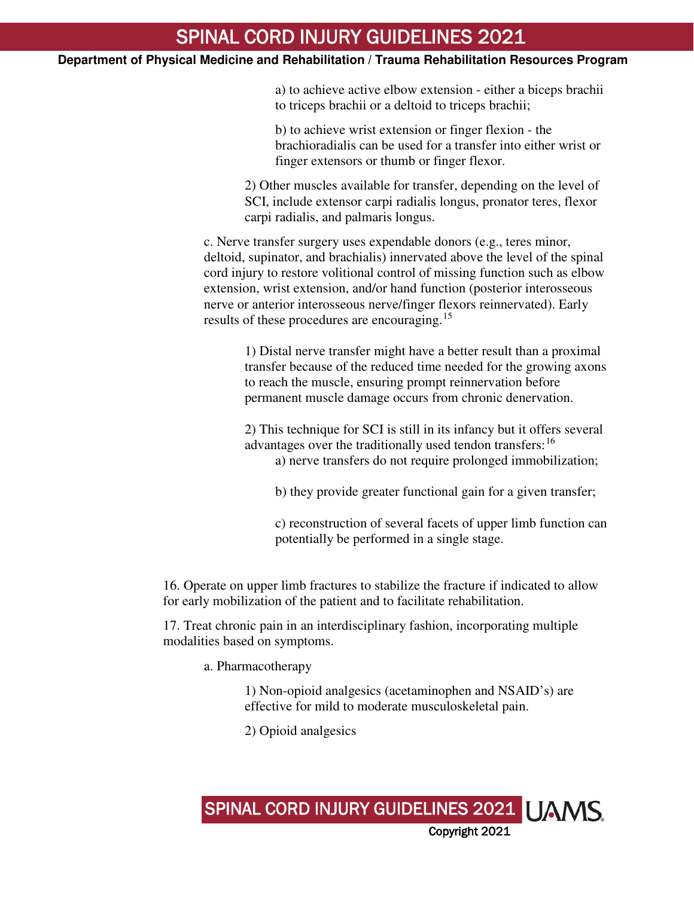a) to achieve active elbow extension - either a biceps brachii to triceps brachii or a deltoid to triceps brachii;

b) to achieve wrist extension or finger flexion - the brachioradialis can be used for a transfer into either wrist or finger extensors or thumb or finger flexor.

2) Other muscles available for transfer, depending on the level of SCI, include extensor carpi radialis longus, pronator teres, flexor carpi radialis, and palmaris longus.

c. Nerve transfer surgery uses expendable donors (e.g., teres minor, deltoid, supinator, and brachialis) innervated above the level of the spinal cord injury to restore volitional control of missing function such as elbow extension, wrist extension, and/or hand function (posterior interosseous nerve or anterior interosseous nerve/finger flexors reinnervated). Early results of these procedures are encouraging.[15]

1) Distal nerve transfer might have a better result than a proximal transfer because of the reduced time needed for the growing axons to reach the muscle, ensuring prompt reinnervation before permanent muscle damage occurs from chronic denervation.

2) This technique for SCI is still in its infancy but it offers several advantages over the traditionally used tendon transfers:[16]

a) nerve transfers do not require prolonged immobilization;

b) they provide greater functional gain for a given transfer;

c) reconstruction of several facets of upper limb function can potentially be performed in a single stage.

16. Operate on upper limb fractures to stabilize the fracture if indicated to allow for early mobilization of the patient and to facilitate rehabilitation.

17. Treat chronic pain in an interdisciplinary fashion, incorporating multiple modalities based on symptoms.

a. Pharmacotherapy

1) Non-opioid analgesics (acetaminophen and NSAID's) are effective for mild to moderate musculoskeletal pain.

2) Opioid analgesics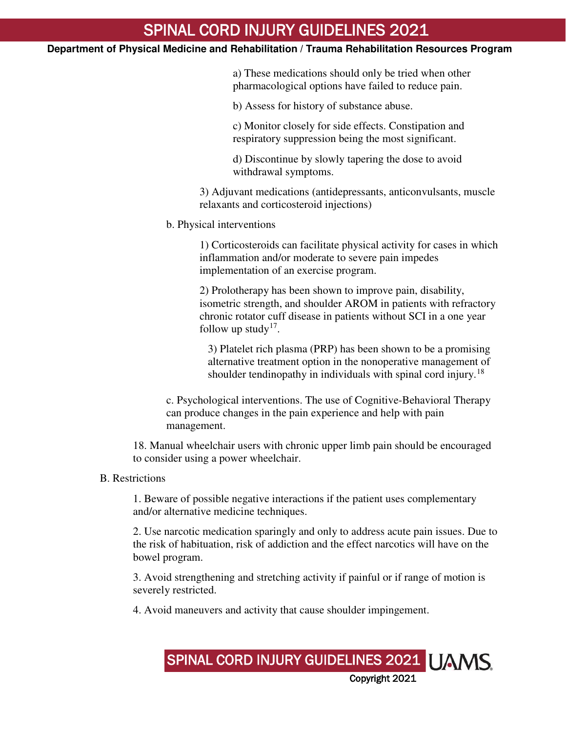a) These medications should only be tried when other pharmacological options have failed to reduce pain.

b) Assess for history of substance abuse.

c) Monitor closely for side effects. Constipation and respiratory suppression being the most significant.

d) Discontinue by slowly tapering the dose to avoid withdrawal symptoms.

3) Adjuvant medications (antidepressants, anticonvulsants, muscle relaxants and corticosteroid injections)

b. Physical interventions

1) Corticosteroids can facilitate physical activity for cases in which inflammation and/or moderate to severe pain impedes implementation of an exercise program.

2) Prolotherapy has been shown to improve pain, disability, isometric strength, and shoulder AROM in patients with refractory chronic rotator cuff disease in patients without SCI in a one year follow up study[17].

3) Platelet rich plasma (PRP) has been shown to be a promising alternative treatment option in the nonoperative management of shoulder tendinopathy in individuals with spinal cord injury.[18]

c. Psychological interventions. The use of Cognitive-Behavioral Therapy can produce changes in the pain experience and help with pain management.

18. Manual wheelchair users with chronic upper limb pain should be encouraged to consider using a power wheelchair.

B. Restrictions

1. Beware of possible negative interactions if the patient uses complementary and/or alternative medicine techniques.

2. Use narcotic medication sparingly and only to address acute pain issues. Due to the risk of habituation, risk of addiction and the effect narcotics will have on the bowel program.

3. Avoid strengthening and stretching activity if painful or if range of motion is severely restricted.

4. Avoid maneuvers and activity that cause shoulder impingement.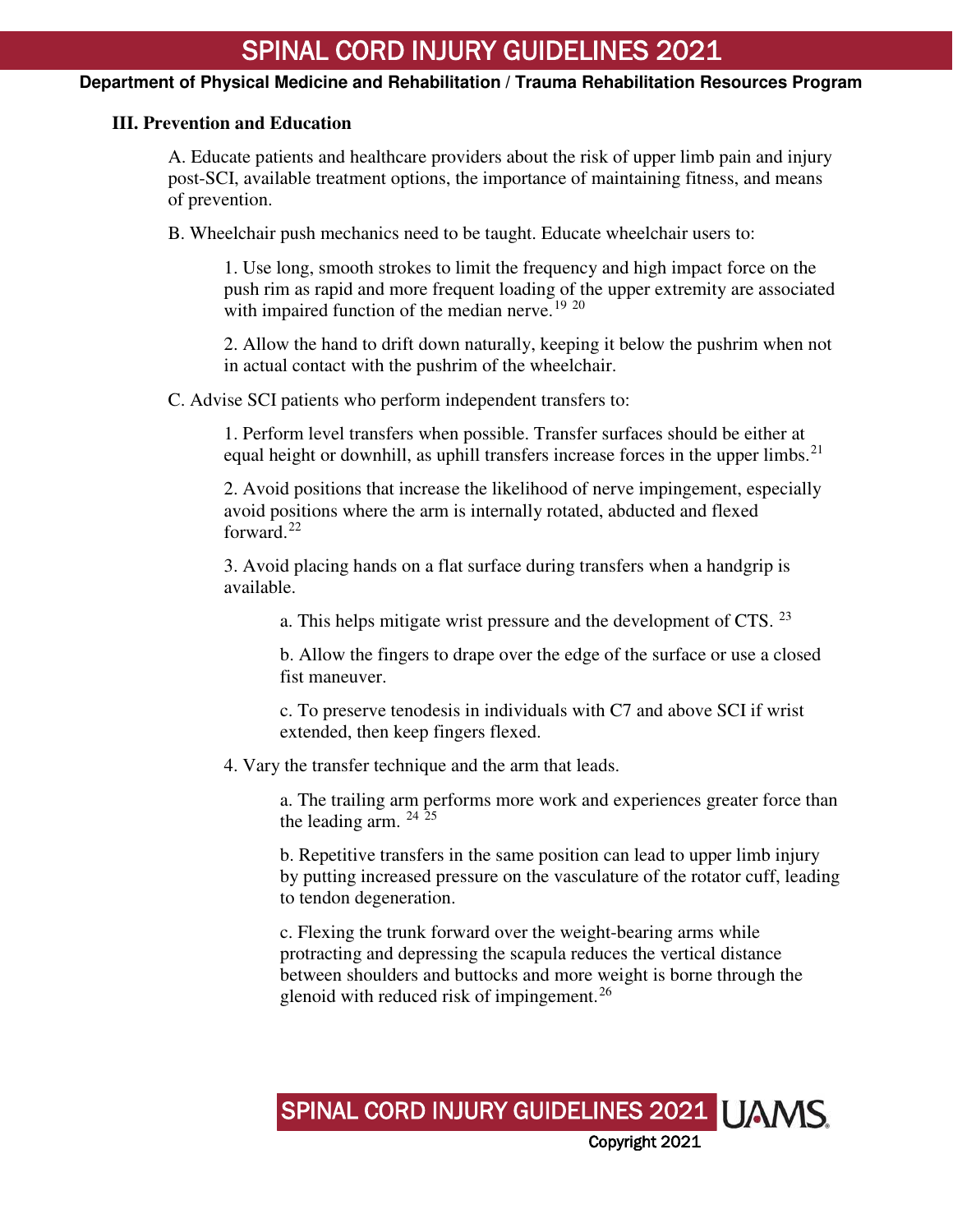### III. Prevention and Education

A. Educate patients and healthcare providers about the risk of upper limb pain and injury post-SCI, available treatment options, the importance of maintaining fitness, and means of prevention.

B. Wheelchair push mechanics need to be taught. Educate wheelchair users to:

1. Use long, smooth strokes to limit the frequency and high impact force on the push rim as rapid and more frequent loading of the upper extremity are associated with impaired function of the median nerve.[19 20]

2. Allow the hand to drift down naturally, keeping it below the pushrim when not in actual contact with the pushrim of the wheelchair.

C. Advise SCI patients who perform independent transfers to:

1. Perform level transfers when possible. Transfer surfaces should be either at equal height or downhill, as uphill transfers increase forces in the upper limbs.[21]

2. Avoid positions that increase the likelihood of nerve impingement, especially avoid positions where the arm is internally rotated, abducted and flexed forward.[22]

3. Avoid placing hands on a flat surface during transfers when a handgrip is available.

   a. This helps mitigate wrist pressure and the development of CTS. [23]

   b. Allow the fingers to drape over the edge of the surface or use a closed fist maneuver.

   c. To preserve tenodesis in individuals with C7 and above SCI if wrist extended, then keep fingers flexed.

4. Vary the transfer technique and the arm that leads.

   a. The trailing arm performs more work and experiences greater force than the leading arm. [24 25]

   b. Repetitive transfers in the same position can lead to upper limb injury by putting increased pressure on the vasculature of the rotator cuff, leading to tendon degeneration.

   c. Flexing the trunk forward over the weight-bearing arms while protracting and depressing the scapula reduces the vertical distance between shoulders and buttocks and more weight is borne through the glenoid with reduced risk of impingement.[26]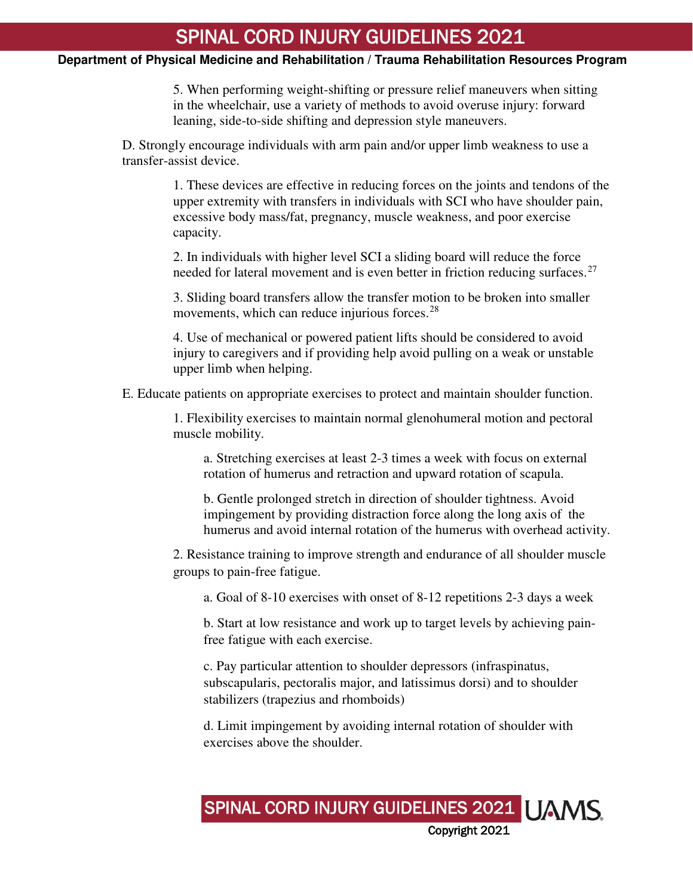5. When performing weight-shifting or pressure relief maneuvers when sitting in the wheelchair, use a variety of methods to avoid overuse injury: forward leaning, side-to-side shifting and depression style maneuvers.

D. Strongly encourage individuals with arm pain and/or upper limb weakness to use a transfer-assist device.

1. These devices are effective in reducing forces on the joints and tendons of the upper extremity with transfers in individuals with SCI who have shoulder pain, excessive body mass/fat, pregnancy, muscle weakness, and poor exercise capacity.

2. In individuals with higher level SCI a sliding board will reduce the force needed for lateral movement and is even better in friction reducing surfaces.[27]

3. Sliding board transfers allow the transfer motion to be broken into smaller movements, which can reduce injurious forces.[28]

4. Use of mechanical or powered patient lifts should be considered to avoid injury to caregivers and if providing help avoid pulling on a weak or unstable upper limb when helping.

E. Educate patients on appropriate exercises to protect and maintain shoulder function.

1. Flexibility exercises to maintain normal glenohumeral motion and pectoral muscle mobility.

a. Stretching exercises at least 2-3 times a week with focus on external rotation of humerus and retraction and upward rotation of scapula.

b. Gentle prolonged stretch in direction of shoulder tightness. Avoid impingement by providing distraction force along the long axis of the humerus and avoid internal rotation of the humerus with overhead activity.

2. Resistance training to improve strength and endurance of all shoulder muscle groups to pain-free fatigue.

a. Goal of 8-10 exercises with onset of 8-12 repetitions 2-3 days a week

b. Start at low resistance and work up to target levels by achieving pain-free fatigue with each exercise.

c. Pay particular attention to shoulder depressors (infraspinatus, subscapularis, pectoralis major, and latissimus dorsi) and to shoulder stabilizers (trapezius and rhomboids)

d. Limit impingement by avoiding internal rotation of shoulder with exercises above the shoulder.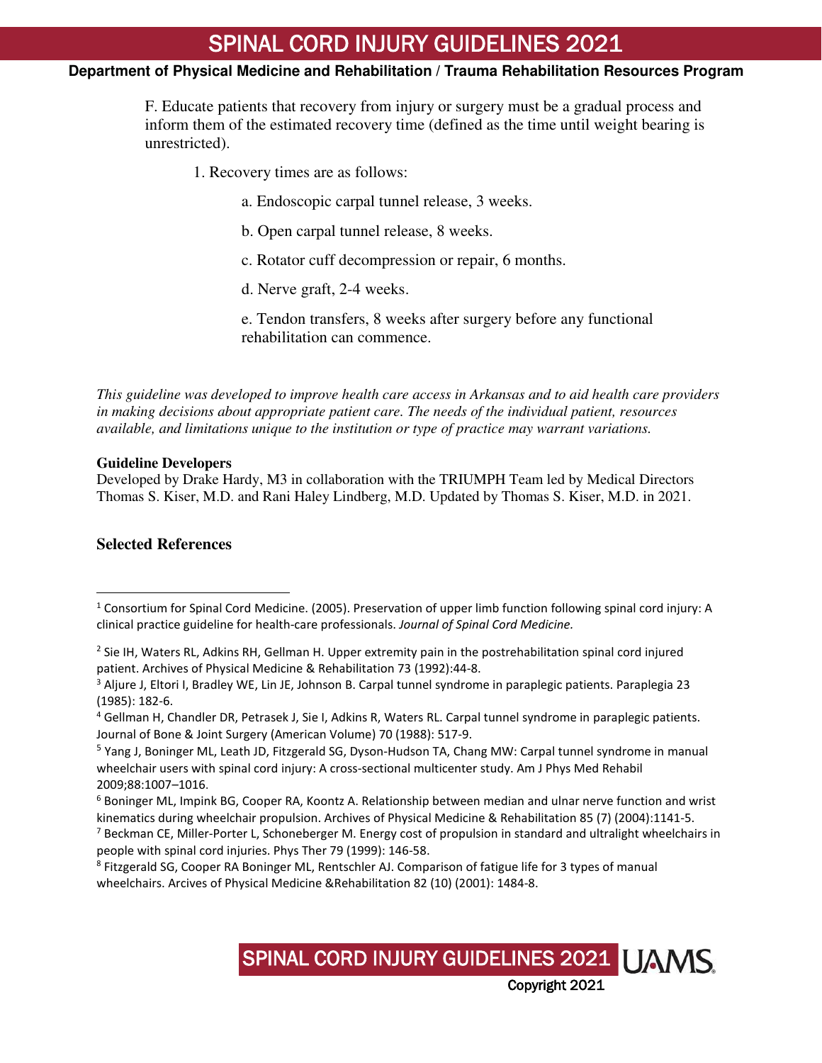F. Educate patients that recovery from injury or surgery must be a gradual process and inform them of the estimated recovery time (defined as the time until weight bearing is unrestricted).

1. Recovery times are as follows:

    a. Endoscopic carpal tunnel release, 3 weeks.

    b. Open carpal tunnel release, 8 weeks.

    c. Rotator cuff decompression or repair, 6 months.

    d. Nerve graft, 2-4 weeks.

    e. Tendon transfers, 8 weeks after surgery before any functional rehabilitation can commence.

*This guideline was developed to improve health care access in Arkansas and to aid health care providers in making decisions about appropriate patient care. The needs of the individual patient, resources available, and limitations unique to the institution or type of practice may warrant variations.*

**Guideline Developers**

Developed by Drake Hardy, M3 in collaboration with the TRIUMPH Team led by Medical Directors Thomas S. Kiser, M.D. and Rani Haley Lindberg, M.D. Updated by Thomas S. Kiser, M.D. in 2021.

**Selected References**

---

[1] Consortium for Spinal Cord Medicine. (2005). Preservation of upper limb function following spinal cord injury: A clinical practice guideline for health-care professionals. *Journal of Spinal Cord Medicine.*

[2] Sie IH, Waters RL, Adkins RH, Gellman H. Upper extremity pain in the postrehabilitation spinal cord injured patient. Archives of Physical Medicine & Rehabilitation 73 (1992):44-8.

[3] Aljure J, Eltori I, Bradley WE, Lin JE, Johnson B. Carpal tunnel syndrome in paraplegic patients. Paraplegia 23 (1985): 182-6.

[4] Gellman H, Chandler DR, Petrasek J, Sie I, Adkins R, Waters RL. Carpal tunnel syndrome in paraplegic patients. Journal of Bone & Joint Surgery (American Volume) 70 (1988): 517-9.

[5] Yang J, Boninger ML, Leath JD, Fitzgerald SG, Dyson-Hudson TA, Chang MW: Carpal tunnel syndrome in manual wheelchair users with spinal cord injury: A cross-sectional multicenter study. Am J Phys Med Rehabil 2009;88:1007–1016.

[6] Boninger ML, Impink BG, Cooper RA, Koontz A. Relationship between median and ulnar nerve function and wrist kinematics during wheelchair propulsion. Archives of Physical Medicine & Rehabilitation 85 (7) (2004):1141-5.

[7] Beckman CE, Miller-Porter L, Schoneberger M. Energy cost of propulsion in standard and ultralight wheelchairs in people with spinal cord injuries. Phys Ther 79 (1999): 146-58.

[8] Fitzgerald SG, Cooper RA Boninger ML, Rentschler AJ. Comparison of fatigue life for 3 types of manual wheelchairs. Arcives of Physical Medicine &Rehabilitation 82 (10) (2001): 1484-8.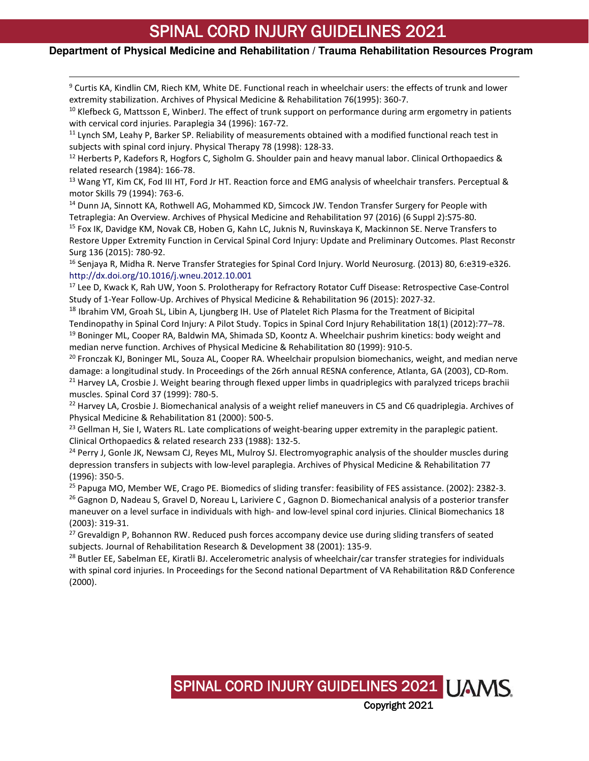[9] Curtis KA, Kindlin CM, Riech KM, White DE. Functional reach in wheelchair users: the effects of trunk and lower extremity stabilization. Archives of Physical Medicine & Rehabilitation 76(1995): 360-7.

[10] Klefbeck G, Mattsson E, WinberJ. The effect of trunk support on performance during arm ergometry in patients with cervical cord injuries. Paraplegia 34 (1996): 167-72.

[11] Lynch SM, Leahy P, Barker SP. Reliability of measurements obtained with a modified functional reach test in subjects with spinal cord injury. Physical Therapy 78 (1998): 128-33.

[12] Herberts P, Kadefors R, Hogfors C, Sigholm G. Shoulder pain and heavy manual labor. Clinical Orthopaedics & related research (1984): 166-78.

[13] Wang YT, Kim CK, Fod III HT, Ford Jr HT. Reaction force and EMG analysis of wheelchair transfers. Perceptual & motor Skills 79 (1994): 763-6.

[14] Dunn JA, Sinnott KA, Rothwell AG, Mohammed KD, Simcock JW. Tendon Transfer Surgery for People with Tetraplegia: An Overview. Archives of Physical Medicine and Rehabilitation 97 (2016) (6 Suppl 2):S75-80.

[15] Fox IK, Davidge KM, Novak CB, Hoben G, Kahn LC, Juknis N, Ruvinskaya K, Mackinnon SE. Nerve Transfers to Restore Upper Extremity Function in Cervical Spinal Cord Injury: Update and Preliminary Outcomes. Plast Reconstr Surg 136 (2015): 780-92.

[16] Senjaya R, Midha R. Nerve Transfer Strategies for Spinal Cord Injury. World Neurosurg. (2013) 80, 6:e319-e326. http://dx.doi.org/10.1016/j.wneu.2012.10.001

[17] Lee D, Kwack K, Rah UW, Yoon S. Prolotherapy for Refractory Rotator Cuff Disease: Retrospective Case-Control Study of 1-Year Follow-Up. Archives of Physical Medicine & Rehabilitation 96 (2015): 2027-32.

[18] Ibrahim VM, Groah SL, Libin A, Ljungberg IH. Use of Platelet Rich Plasma for the Treatment of Bicipital Tendinopathy in Spinal Cord Injury: A Pilot Study. Topics in Spinal Cord Injury Rehabilitation 18(1) (2012):77–78.

[19] Boninger ML, Cooper RA, Baldwin MA, Shimada SD, Koontz A. Wheelchair pushrim kinetics: body weight and median nerve function. Archives of Physical Medicine & Rehabilitation 80 (1999): 910-5.

[20] Fronczak KJ, Boninger ML, Souza AL, Cooper RA. Wheelchair propulsion biomechanics, weight, and median nerve damage: a longitudinal study. In Proceedings of the 26rh annual RESNA conference, Atlanta, GA (2003), CD-Rom.

[21] Harvey LA, Crosbie J. Weight bearing through flexed upper limbs in quadriplegics with paralyzed triceps brachii muscles. Spinal Cord 37 (1999): 780-5.

[22] Harvey LA, Crosbie J. Biomechanical analysis of a weight relief maneuvers in C5 and C6 quadriplegia. Archives of Physical Medicine & Rehabilitation 81 (2000): 500-5.

[23] Gellman H, Sie I, Waters RL. Late complications of weight-bearing upper extremity in the paraplegic patient. Clinical Orthopaedics & related research 233 (1988): 132-5.

[24] Perry J, Gonle JK, Newsam CJ, Reyes ML, Mulroy SJ. Electromyographic analysis of the shoulder muscles during depression transfers in subjects with low-level paraplegia. Archives of Physical Medicine & Rehabilitation 77 (1996): 350-5.

[25] Papuga MO, Member WE, Crago PE. Biomedics of sliding transfer: feasibility of FES assistance. (2002): 2382-3.

[26] Gagnon D, Nadeau S, Gravel D, Noreau L, Lariviere C , Gagnon D. Biomechanical analysis of a posterior transfer maneuver on a level surface in individuals with high- and low-level spinal cord injuries. Clinical Biomechanics 18 (2003): 319-31.

[27] Grevaldign P, Bohannon RW. Reduced push forces accompany device use during sliding transfers of seated subjects. Journal of Rehabilitation Research & Development 38 (2001): 135-9.

[28] Butler EE, Sabelman EE, Kiratli BJ. Accelerometric analysis of wheelchair/car transfer strategies for individuals with spinal cord injuries. In Proceedings for the Second national Department of VA Rehabilitation R&D Conference (2000).